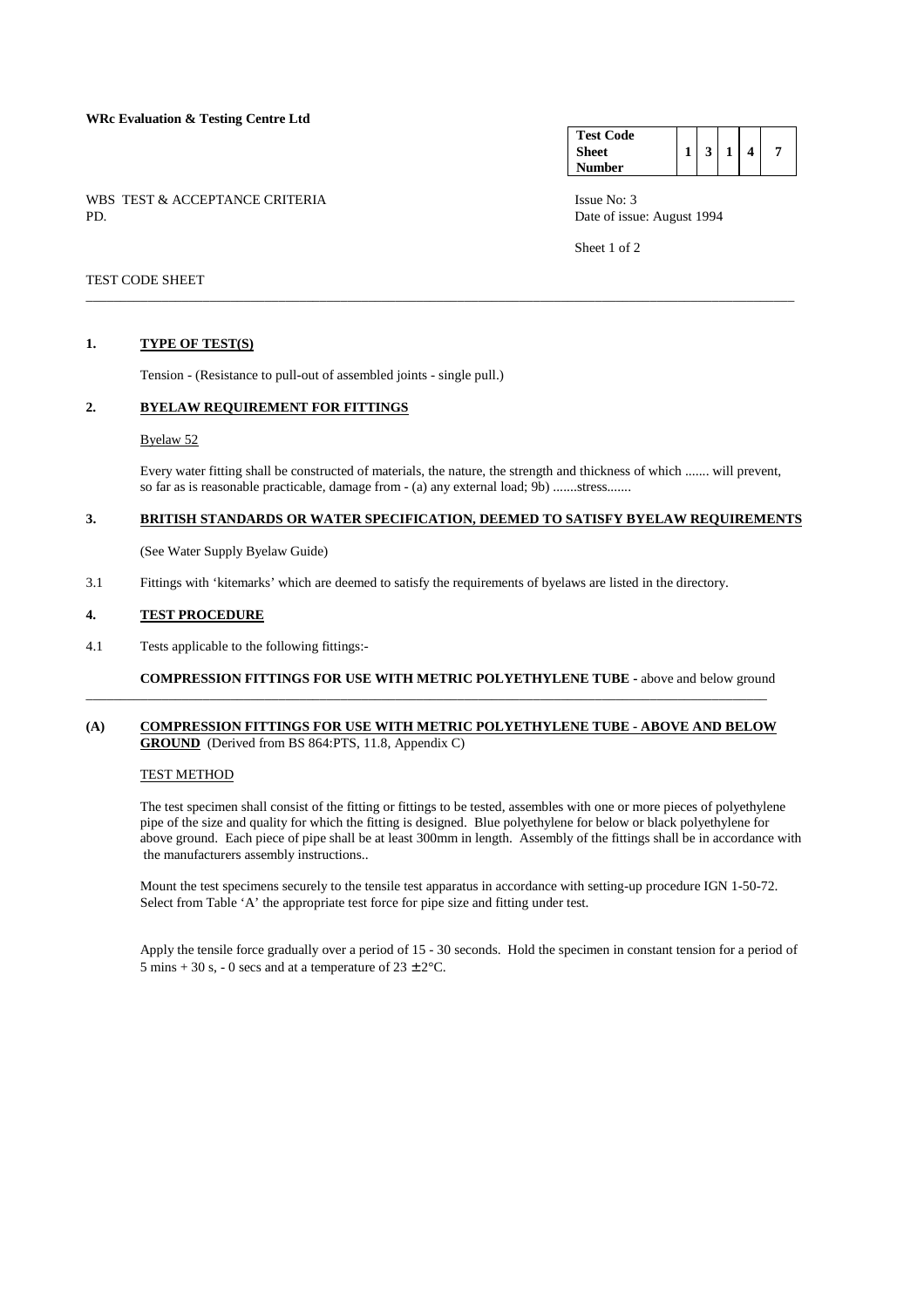**WRc Evaluation & Testing Centre Ltd**

| Test Code Sheet Number | 1 | 3 | 1 | 4 | 7 |
|---|---|---|---|---|---|

WBS TEST & ACCEPTANCE CRITERIA
PD.

Issue No: 3
Date of issue: August 1994

TEST CODE SHEET

---

## 1. TYPE OF TEST(S)

Tension - (Resistance to pull-out of assembled joints - single pull.)

## 2. BYELAW REQUIREMENT FOR FITTINGS

Byelaw 52

Every water fitting shall be constructed of materials, the nature, the strength and thickness of which ....... will prevent, so far as is reasonable practicable, damage from - (a) any external load; 9b) .......stress.......

## 3. BRITISH STANDARDS OR WATER SPECIFICATION, DEEMED TO SATISFY BYELAW REQUIREMENTS

(See Water Supply Byelaw Guide)

3.1 Fittings with 'kitemarks' which are deemed to satisfy the requirements of byelaws are listed in the directory.

## 4. TEST PROCEDURE

4.1 Tests applicable to the following fittings:-

**COMPRESSION FITTINGS FOR USE WITH METRIC POLYETHYLENE TUBE -** above and below ground

---

## (A) COMPRESSION FITTINGS FOR USE WITH METRIC POLYETHYLENE TUBE - ABOVE AND BELOW GROUND (Derived from BS 864:PTS, 11.8, Appendix C)

TEST METHOD

The test specimen shall consist of the fitting or fittings to be tested, assembles with one or more pieces of polyethylene pipe of the size and quality for which the fitting is designed. Blue polyethylene for below or black polyethylene for above ground. Each piece of pipe shall be at least 300mm in length. Assembly of the fittings shall be in accordance with the manufacturers assembly instructions..

Mount the test specimens securely to the tensile test apparatus in accordance with setting-up procedure IGN 1-50-72. Select from Table 'A' the appropriate test force for pipe size and fitting under test.

Apply the tensile force gradually over a period of 15 - 30 seconds. Hold the specimen in constant tension for a period of 5 mins + 30 s, - 0 secs and at a temperature of 23 ± 2°C.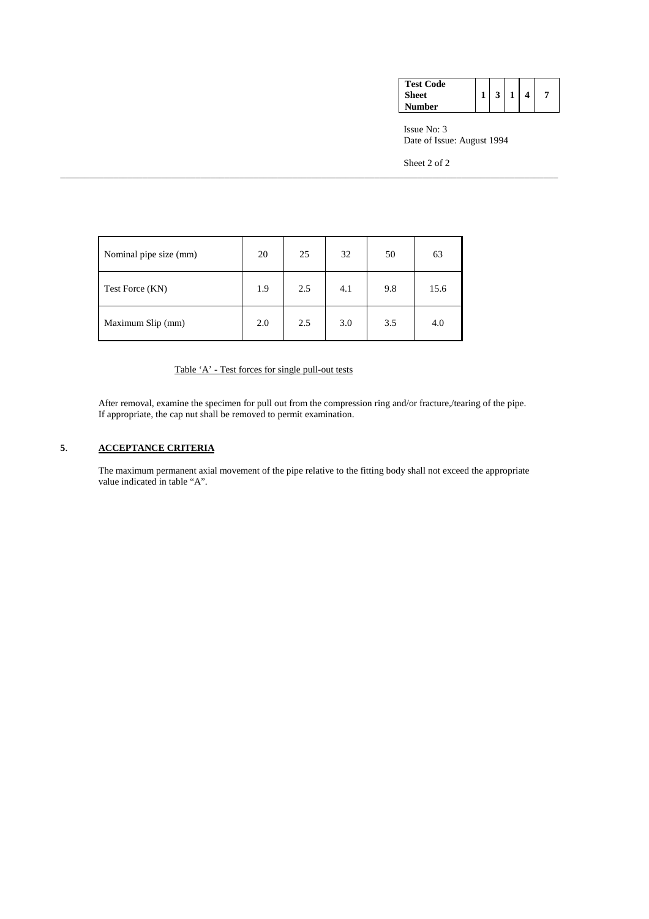| Test Code Sheet Number | 1 | 3 | 1 | 4 | 7 |
|---|---|---|---|---|---|

Issue No: 3
Date of Issue: August 1994

| Nominal pipe size (mm) | 20 | 25 | 32 | 50 | 63 |
|---|---|---|---|---|---|
| Test Force (KN) | 1.9 | 2.5 | 4.1 | 9.8 | 15.6 |
| Maximum Slip (mm) | 2.0 | 2.5 | 3.0 | 3.5 | 4.0 |

Table ‘A’ - Test forces for single pull-out tests

After removal, examine the specimen for pull out from the compression ring and/or fracture,/tearing of the pipe. If appropriate, the cap nut shall be removed to permit examination.

## 5. ACCEPTANCE CRITERIA

The maximum permanent axial movement of the pipe relative to the fitting body shall not exceed the appropriate value indicated in table “A”.